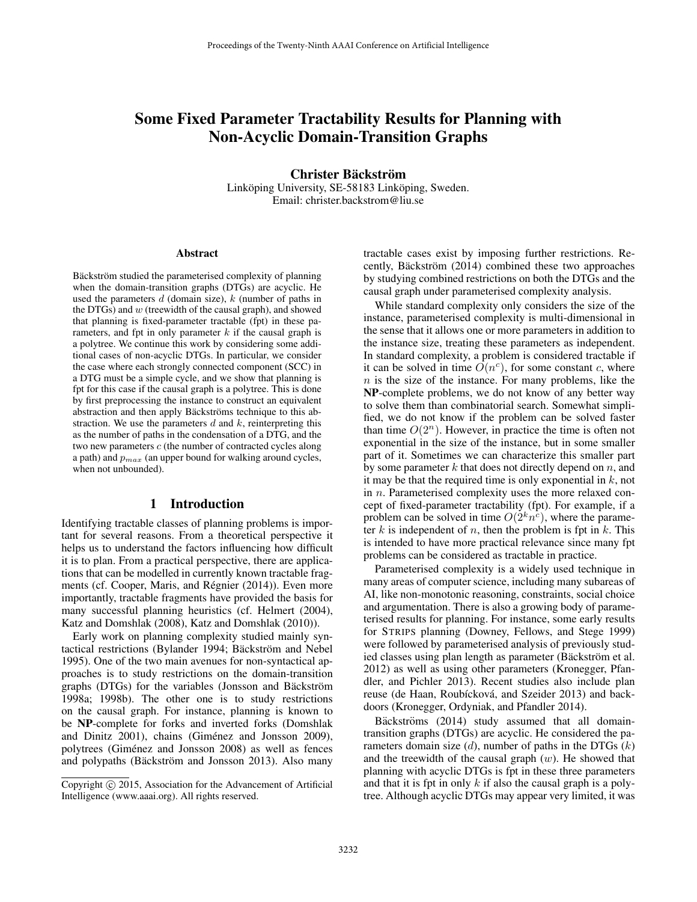# Some Fixed Parameter Tractability Results for Planning with Non-Acyclic Domain-Transition Graphs

**Christer Bäckström**

Linköping University, SE-58183 Linköping, Sweden.
Email: christer.backstrom@liu.se

## Abstract

Bäckström studied the parameterised complexity of planning when the domain-transition graphs (DTGs) are acyclic. He used the parameters $d$ (domain size), $k$ (number of paths in the DTGs) and $w$ (treewidth of the causal graph), and showed that planning is fixed-parameter tractable (fpt) in these parameters, and fpt in only parameter $k$ if the causal graph is a polytree. We continue this work by considering some additional cases of non-acyclic DTGs. In particular, we consider the case where each strongly connected component (SCC) in a DTG must be a simple cycle, and we show that planning is fpt for this case if the causal graph is a polytree. This is done by first preprocessing the instance to construct an equivalent abstraction and then apply Bäckströms technique to this abstraction. We use the parameters $d$ and $k$, reinterpreting this as the number of paths in the condensation of a DTG, and the two new parameters $c$ (the number of contracted cycles along a path) and $p_{max}$ (an upper bound for walking around cycles, when not unbounded).

## 1 Introduction

Identifying tractable classes of planning problems is important for several reasons. From a theoretical perspective it helps us to understand the factors influencing how difficult it is to plan. From a practical perspective, there are applications that can be modelled in currently known tractable fragments (cf. Cooper, Maris, and Régnier (2014)). Even more importantly, tractable fragments have provided the basis for many successful planning heuristics (cf. Helmert (2004), Katz and Domshlak (2008), Katz and Domshlak (2010)).

Early work on planning complexity studied mainly syntactical restrictions (Bylander 1994; Bäckström and Nebel 1995). One of the two main avenues for non-syntactical approaches is to study restrictions on the domain-transition graphs (DTGs) for the variables (Jonsson and Bäckström 1998a; 1998b). The other one is to study restrictions on the causal graph. For instance, planning is known to be **NP**-complete for forks and inverted forks (Domshlak and Dinitz 2001), chains (Giménez and Jonsson 2009), polytrees (Giménez and Jonsson 2008) as well as fences and polypaths (Bäckström and Jonsson 2013). Also many tractable cases exist by imposing further restrictions. Recently, Bäckström (2014) combined these two approaches by studying combined restrictions on both the DTGs and the causal graph under parameterised complexity analysis.

While standard complexity only considers the size of the instance, parameterised complexity is multi-dimensional in the sense that it allows one or more parameters in addition to the instance size, treating these parameters as independent. In standard complexity, a problem is considered tractable if it can be solved in time $O(n^c)$, for some constant $c$, where $n$ is the size of the instance. For many problems, like the **NP**-complete problems, we do not know of any better way to solve them than combinatorial search. Somewhat simplified, we do not know if the problem can be solved faster than time $O(2^n)$. However, in practice the time is often not exponential in the size of the instance, but in some smaller part of it. Sometimes we can characterize this smaller part by some parameter $k$ that does not directly depend on $n$, and it may be that the required time is only exponential in $k$, not in $n$. Parameterised complexity uses the more relaxed concept of fixed-parameter tractability (fpt). For example, if a problem can be solved in time $O(2^k n^c)$, where the parameter $k$ is independent of $n$, then the problem is fpt in $k$. This is intended to have more practical relevance since many fpt problems can be considered as tractable in practice.

Parameterised complexity is a widely used technique in many areas of computer science, including many subareas of AI, like non-monotonic reasoning, constraints, social choice and argumentation. There is also a growing body of parameterised results for planning. For instance, some early results for STRIPS planning (Downey, Fellows, and Stege 1999) were followed by parameterised analysis of previously studied classes using plan length as parameter (Bäckström et al. 2012) as well as using other parameters (Kronegger, Pfandler, and Pichler 2013). Recent studies also include plan reuse (de Haan, Roubícková, and Szeider 2013) and backdoors (Kronegger, Ordyniak, and Pfandler 2014).

Bäckströms (2014) study assumed that all domain-transition graphs (DTGs) are acyclic. He considered the parameters domain size ($d$), number of paths in the DTGs ($k$) and the treewidth of the causal graph ($w$). He showed that planning with acyclic DTGs is fpt in these three parameters and that it is fpt in only $k$ if also the causal graph is a polytree. Although acyclic DTGs may appear very limited, it was

Copyright © 2015, Association for the Advancement of Artificial Intelligence (www.aaai.org). All rights reserved.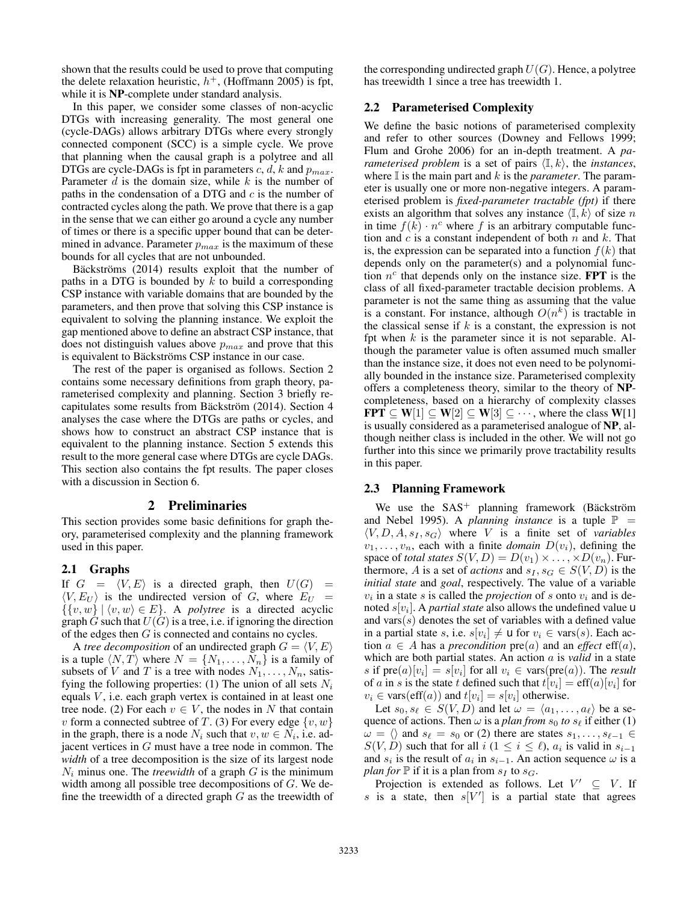shown that the results could be used to prove that computing the delete relaxation heuristic, $h^+$, (Hoffmann 2005) is fpt, while it is **NP**-complete under standard analysis.

In this paper, we consider some classes of non-acyclic DTGs with increasing generality. The most general one (cycle-DAGs) allows arbitrary DTGs where every strongly connected component (SCC) is a simple cycle. We prove that planning when the causal graph is a polytree and all DTGs are cycle-DAGs is fpt in parameters $c$, $d$, $k$ and $p_{max}$. Parameter $d$ is the domain size, while $k$ is the number of paths in the condensation of a DTG and $c$ is the number of contracted cycles along the path. We prove that there is a gap in the sense that we can either go around a cycle any number of times or there is a specific upper bound that can be determined in advance. Parameter $p_{max}$ is the maximum of these bounds for all cycles that are not unbounded.

Bäckströms (2014) results exploit that the number of paths in a DTG is bounded by $k$ to build a corresponding CSP instance with variable domains that are bounded by the parameters, and then prove that solving this CSP instance is equivalent to solving the planning instance. We exploit the gap mentioned above to define an abstract CSP instance, that does not distinguish values above $p_{max}$ and prove that this is equivalent to Bäckströms CSP instance in our case.

The rest of the paper is organised as follows. Section 2 contains some necessary definitions from graph theory, parameterised complexity and planning. Section 3 briefly recapitulates some results from Bäckström (2014). Section 4 analyses the case where the DTGs are paths or cycles, and shows how to construct an abstract CSP instance that is equivalent to the planning instance. Section 5 extends this result to the more general case where DTGs are cycle DAGs. This section also contains the fpt results. The paper closes with a discussion in Section 6.

# 2 Preliminaries

This section provides some basic definitions for graph theory, parameterised complexity and the planning framework used in this paper.

## 2.1 Graphs

If $G = \langle V, E \rangle$ is a directed graph, then $U(G) = \langle V, E_U \rangle$ is the undirected version of $G$, where $E_U = \{\{v, w\} \mid \langle v, w \rangle \in E\}$. A *polytree* is a directed acyclic graph $G$ such that $U(G)$ is a tree, i.e. if ignoring the direction of the edges then $G$ is connected and contains no cycles.

A *tree decomposition* of an undirected graph $G = \langle V, E \rangle$ is a tuple $\langle N, T \rangle$ where $N = \{N_1, \ldots, N_n\}$ is a family of subsets of $V$ and $T$ is a tree with nodes $N_1, \ldots, N_n$, satisfying the following properties: (1) The union of all sets $N_i$ equals $V$, i.e. each graph vertex is contained in at least one tree node. (2) For each $v \in V$, the nodes in $N$ that contain $v$ form a connected subtree of $T$. (3) For every edge $\{v, w\}$ in the graph, there is a node $N_i$ such that $v, w \in N_i$, i.e. adjacent vertices in $G$ must have a tree node in common. The *width* of a tree decomposition is the size of its largest node $N_i$ minus one. The *treewidth* of a graph $G$ is the minimum width among all possible tree decompositions of $G$. We define the treewidth of a directed graph $G$ as the treewidth of the corresponding undirected graph $U(G)$. Hence, a polytree has treewidth 1 since a tree has treewidth 1.

## 2.2 Parameterised Complexity

We define the basic notions of parameterised complexity and refer to other sources (Downey and Fellows 1999; Flum and Grohe 2006) for an in-depth treatment. A *parameterised problem* is a set of pairs $\langle \mathbb{I}, k \rangle$, the *instances*, where $\mathbb{I}$ is the main part and $k$ is the *parameter*. The parameter is usually one or more non-negative integers. A parameterised problem is *fixed-parameter tractable (fpt)* if there exists an algorithm that solves any instance $\langle \mathbb{I}, k \rangle$ of size $n$ in time $f(k) \cdot n^c$ where $f$ is an arbitrary computable function and $c$ is a constant independent of both $n$ and $k$. That is, the expression can be separated into a function $f(k)$ that depends only on the parameter(s) and a polynomial function $n^c$ that depends only on the instance size. **FPT** is the class of all fixed-parameter tractable decision problems. A parameter is not the same thing as assuming that the value is a constant. For instance, although $O(n^k)$ is tractable in the classical sense if $k$ is a constant, the expression is not fpt when $k$ is the parameter since it is not separable. Although the parameter value is often assumed much smaller than the instance size, it does not even need to be polynomially bounded in the instance size. Parameterised complexity offers a completeness theory, similar to the theory of **NP**-completeness, based on a hierarchy of complexity classes $\mathbf{FPT} \subseteq \mathbf{W}[1] \subseteq \mathbf{W}[2] \subseteq \mathbf{W}[3] \subseteq \cdots$, where the class $\mathbf{W}[1]$ is usually considered as a parameterised analogue of **NP**, although neither class is included in the other. We will not go further into this since we primarily prove tractability results in this paper.

## 2.3 Planning Framework

We use the SAS$^+$ planning framework (Bäckström and Nebel 1995). A *planning instance* is a tuple $\mathbb{P} = \langle V, D, A, s_I, s_G \rangle$ where $V$ is a finite set of *variables* $v_1, \ldots, v_n$, each with a finite *domain* $D(v_i)$, defining the space of *total states* $S(V, D) = D(v_1) \times \ldots, \times D(v_n)$. Furthermore, $A$ is a set of *actions* and $s_I, s_G \in S(V, D)$ is the *initial state* and *goal*, respectively. The value of a variable $v_i$ in a state $s$ is called the *projection* of $s$ onto $v_i$ and is denoted $s[v_i]$. A *partial state* also allows the undefined value $\mathsf{u}$ and vars$(s)$ denotes the set of variables with a defined value in a partial state $s$, i.e. $s[v_i] \neq \mathsf{u}$ for $v_i \in \text{vars}(s)$. Each action $a \in A$ has a *precondition* pre$(a)$ and an *effect* eff$(a)$, which are both partial states. An action $a$ is *valid* in a state $s$ if $\text{pre}(a)[v_i] = s[v_i]$ for all $v_i \in \text{vars}(\text{pre}(a))$. The *result* of $a$ in $s$ is the state $t$ defined such that $t[v_i] = \text{eff}(a)[v_i]$ for $v_i \in \text{vars}(\text{eff}(a))$ and $t[v_i] = s[v_i]$ otherwise.

Let $s_0, s_\ell \in S(V, D)$ and let $\omega = \langle a_1, \ldots, a_\ell \rangle$ be a sequence of actions. Then $\omega$ is a *plan from $s_0$ to $s_\ell$* if either (1) $\omega = \langle \rangle$ and $s_\ell = s_0$ or (2) there are states $s_1, \ldots, s_{\ell-1} \in S(V, D)$ such that for all $i$ ($1 \leq i \leq \ell$), $a_i$ is valid in $s_{i-1}$ and $s_i$ is the result of $a_i$ in $s_{i-1}$. An action sequence $\omega$ is a *plan for* $\mathbb{P}$ if it is a plan from $s_I$ to $s_G$.

Projection is extended as follows. Let $V' \subseteq V$. If $s$ is a state, then $s[V']$ is a partial state that agrees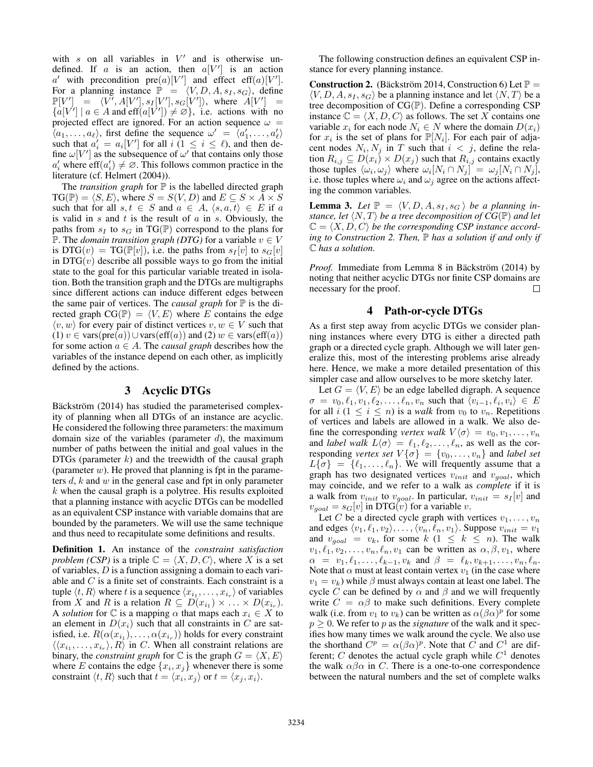with $s$ on all variables in $V'$ and is otherwise undefined. If $a$ is an action, then $a[V']$ is an action $a'$ with precondition $\text{pre}(a)[V']$ and effect $\text{eff}(a)[V']$. For a planning instance $\mathbb{P} = \langle V, D, A, s_I, s_G \rangle$, define $\mathbb{P}[V'] = \langle V', A[V'], s_I[V'], s_G[V'] \rangle$, where $A[V'] = \{a[V'] \mid a \in A \text{ and } \text{eff}(a[V']) \neq \varnothing\}$, i.e. actions with no projected effect are ignored. For an action sequence $\omega = \langle a_1, \ldots, a_\ell \rangle$, first define the sequence $\omega' = \langle a'_1, \ldots, a'_\ell \rangle$ such that $a'_i = a_i[V']$ for all $i$ ($1 \leq i \leq \ell$), and then define $\omega[V']$ as the subsequence of $\omega'$ that contains only those $a'_i$ where $\text{eff}(a'_i) \neq \varnothing$. This follows common practice in the literature (cf. Helmert (2004)).

The *transition graph* for $\mathbb{P}$ is the labelled directed graph $\text{TG}(\mathbb{P}) = \langle S, E \rangle$, where $S = S(V, D)$ and $E \subseteq S \times A \times S$ such that for all $s, t \in S$ and $a \in A$, $\langle s, a, t \rangle \in E$ if $a$ is valid in $s$ and $t$ is the result of $a$ in $s$. Obviously, the paths from $s_I$ to $s_G$ in $\text{TG}(\mathbb{P})$ correspond to the plans for $\mathbb{P}$. The *domain transition graph (DTG)* for a variable $v \in V$ is $\text{DTG}(v) = \text{TG}(\mathbb{P}[v])$, i.e. the paths from $s_I[v]$ to $s_G[v]$ in $\text{DTG}(v)$ describe all possible ways to go from the initial state to the goal for this particular variable treated in isolation. Both the transition graph and the DTGs are multigraphs since different actions can induce different edges between the same pair of vertices. The *causal graph* for $\mathbb{P}$ is the directed graph $\text{CG}(\mathbb{P}) = \langle V, E \rangle$ where $E$ contains the edge $\langle v, w \rangle$ for every pair of distinct vertices $v, w \in V$ such that (1) $v \in \text{vars}(\text{pre}(a)) \cup \text{vars}(\text{eff}(a))$ and (2) $w \in \text{vars}(\text{eff}(a))$ for some action $a \in A$. The *causal graph* describes how the variables of the instance depend on each other, as implicitly defined by the actions.

## 3 Acyclic DTGs

Bäckström (2014) has studied the parameterised complexity of planning when all DTGs of an instance are acyclic. He considered the following three parameters: the maximum domain size of the variables (parameter $d$), the maximum number of paths between the initial and goal values in the DTGs (parameter $k$) and the treewidth of the causal graph (parameter $w$). He proved that planning is fpt in the parameters $d$, $k$ and $w$ in the general case and fpt in only parameter $k$ when the causal graph is a polytree. His results exploited that a planning instance with acyclic DTGs can be modelled as an equivalent CSP instance with variable domains that are bounded by the parameters. We will use the same technique and thus need to recapitulate some definitions and results.

**Definition 1.** An instance of the *constraint satisfaction problem (CSP)* is a triple $\mathbb{C} = \langle X, D, C \rangle$, where $X$ is a set of variables, $D$ is a function assigning a domain to each variable and $C$ is a finite set of constraints. Each constraint is a tuple $\langle t, R \rangle$ where $t$ is a sequence $\langle x_{i_1}, \ldots, x_{i_r} \rangle$ of variables from $X$ and $R$ is a relation $R \subseteq D(x_{i_1}) \times \ldots \times D(x_{i_r})$. A *solution* for $\mathbb{C}$ is a mapping $\alpha$ that maps each $x_i \in X$ to an element in $D(x_i)$ such that all constraints in $C$ are satisfied, i.e. $R(\alpha(x_{i_1}), \ldots, \alpha(x_{i_r}))$ holds for every constraint $\langle \langle x_{i_1}, \ldots, x_{i_r} \rangle, R \rangle$ in $C$. When all constraint relations are binary, the *constraint graph* for $\mathbb{C}$ is the graph $G = \langle X, E \rangle$ where $E$ contains the edge $\{x_i, x_j\}$ whenever there is some constraint $\langle t, R \rangle$ such that $t = \langle x_i, x_j \rangle$ or $t = \langle x_j, x_i \rangle$.

The following construction defines an equivalent CSP instance for every planning instance.

**Construction 2.** (Bäckström 2014, Construction 6) Let $\mathbb{P} = \langle V, D, A, s_I, s_G \rangle$ be a planning instance and let $\langle N, T \rangle$ be a tree decomposition of $\text{CG}(\mathbb{P})$. Define a corresponding CSP instance $\mathbb{C} = \langle X, D, C \rangle$ as follows. The set $X$ contains one variable $x_i$ for each node $N_i \in N$ where the domain $D(x_i)$ for $x_i$ is the set of plans for $\mathbb{P}[N_i]$. For each pair of adjacent nodes $N_i, N_j$ in $T$ such that $i < j$, define the relation $R_{i,j} \subseteq D(x_i) \times D(x_j)$ such that $R_{i,j}$ contains exactly those tuples $\langle \omega_i, \omega_j \rangle$ where $\omega_i[N_i \cap N_j] = \omega_j[N_i \cap N_j]$, i.e. those tuples where $\omega_i$ and $\omega_j$ agree on the actions affecting the common variables.

**Lemma 3.** *Let $\mathbb{P} = \langle V, D, A, s_I, s_G \rangle$ be a planning instance, let $\langle N, T \rangle$ be a tree decomposition of $CG(\mathbb{P})$ and let $\mathbb{C} = \langle X, D, C \rangle$ be the corresponding CSP instance according to Construction 2. Then, $\mathbb{P}$ has a solution if and only if $\mathbb{C}$ has a solution.*

*Proof.* Immediate from Lemma 8 in Bäckström (2014) by noting that neither acyclic DTGs nor finite CSP domains are necessary for the proof. □

## 4 Path-or-cycle DTGs

As a first step away from acyclic DTGs we consider planning instances where every DTG is either a directed path graph or a directed cycle graph. Although we will later generalize this, most of the interesting problems arise already here. Hence, we make a more detailed presentation of this simpler case and allow ourselves to be more sketchy later.

Let $G = \langle V, E \rangle$ be an edge labelled digraph. A sequence $\sigma = v_0, \ell_1, v_1, \ell_2, \ldots, \ell_n, v_n$ such that $\langle v_{i-1}, \ell_i, v_i \rangle \in E$ for all $i$ ($1 \leq i \leq n$) is a *walk* from $v_0$ to $v_n$. Repetitions of vertices and labels are allowed in a walk. We also define the corresponding *vertex walk* $V\langle\sigma\rangle = v_0, v_1, \ldots, v_n$ and *label walk* $L\langle\sigma\rangle = \ell_1, \ell_2, \ldots, \ell_n$, as well as the corresponding *vertex set* $V\{\sigma\} = \{v_0, \ldots, v_n\}$ and *label set* $L\{\sigma\} = \{\ell_1, \ldots, \ell_n\}$. We will frequently assume that a graph has two designated vertices $v_{init}$ and $v_{goal}$, which may coincide, and we refer to a walk as *complete* if it is a walk from $v_{init}$ to $v_{goal}$. In particular, $v_{init} = s_I[v]$ and $v_{goal} = s_G[v]$ in $\text{DTG}(v)$ for a variable $v$.

Let $C$ be a directed cycle graph with vertices $v_1, \ldots, v_n$ and edges $\langle v_1, \ell_1, v_2 \rangle, \ldots, \langle v_n, \ell_n, v_1 \rangle$. Suppose $v_{init} = v_1$ and $v_{goal} = v_k$, for some $k$ ($1 \leq k \leq n$). The walk $v_1, \ell_1, v_2, \ldots, v_n, \ell_n, v_1$ can be written as $\alpha, \beta, v_1$, where $\alpha = v_1, \ell_1, \ldots, \ell_{k-1}, v_k$ and $\beta = \ell_k, v_{k+1}, \ldots, v_n, \ell_n$. Note that $\alpha$ must at least contain vertex $v_1$ (in the case where $v_1 = v_k$) while $\beta$ must always contain at least one label. The cycle $C$ can be defined by $\alpha$ and $\beta$ and we will frequently write $C = \alpha\beta$ to make such definitions. Every complete walk (i.e. from $v_1$ to $v_k$) can be written as $\alpha(\beta\alpha)^p$ for some $p \geq 0$. We refer to $p$ as the *signature* of the walk and it specifies how many times we walk around the cycle. We also use the shorthand $C^p = \alpha(\beta\alpha)^p$. Note that $C$ and $C^1$ are different; $C$ denotes the actual cycle graph while $C^1$ denotes the walk $\alpha\beta\alpha$ in $C$. There is a one-to-one correspondence between the natural numbers and the set of complete walks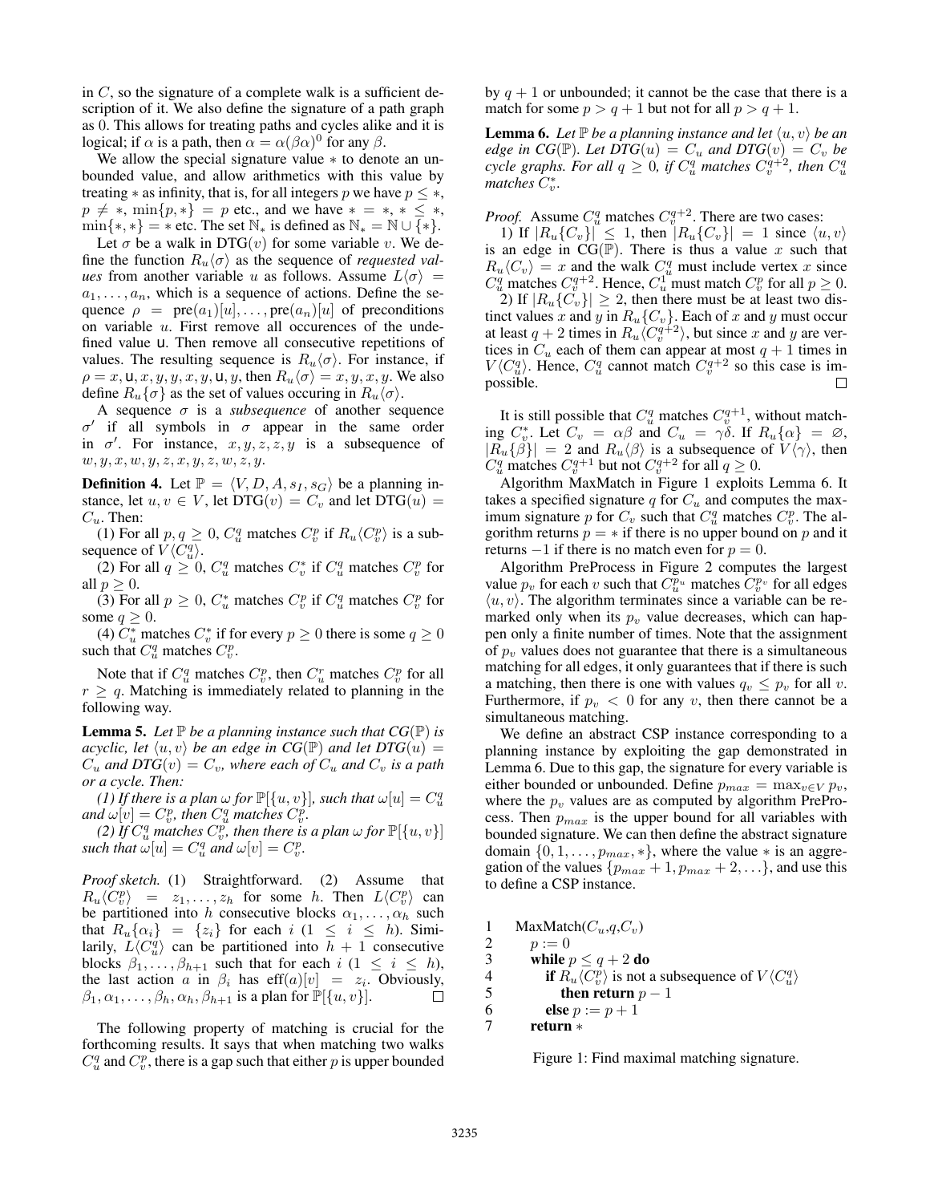in $C$, so the signature of a complete walk is a sufficient description of it. We also define the signature of a path graph as 0. This allows for treating paths and cycles alike and it is logical; if $\alpha$ is a path, then $\alpha = \alpha(\beta\alpha)^0$ for any $\beta$.

We allow the special signature value $*$ to denote an unbounded value, and allow arithmetics with this value by treating $*$ as infinity, that is, for all integers $p$ we have $p \leq *$, $p \neq *$, $\min\{p, *\} = p$ etc., and we have $* = *$, $* \leq *$, $\min\{*, *\} = *$ etc. The set $\mathbb{N}_*$ is defined as $\mathbb{N}_* = \mathbb{N} \cup \{*\}$.

Let $\sigma$ be a walk in $\text{DTG}(v)$ for some variable $v$. We define the function $R_u\langle\sigma\rangle$ as the sequence of *requested values* from another variable $u$ as follows. Assume $L\langle\sigma\rangle = a_1, \ldots, a_n$, which is a sequence of actions. Define the sequence $\rho = \text{pre}(a_1)[u], \ldots, \text{pre}(a_n)[u]$ of preconditions on variable $u$. First remove all occurences of the undefined value $\mathsf{u}$. Then remove all consecutive repetitions of values. The resulting sequence is $R_u\langle\sigma\rangle$. For instance, if $\rho = x, \mathsf{u}, x, y, y, x, y, \mathsf{u}, y$, then $R_u\langle\sigma\rangle = x, y, x, y$. We also define $R_u\{\sigma\}$ as the set of values occuring in $R_u\langle\sigma\rangle$.

A sequence $\sigma$ is a *subsequence* of another sequence $\sigma'$ if all symbols in $\sigma$ appear in the same order in $\sigma'$. For instance, $x, y, z, z, y$ is a subsequence of $w, y, x, w, y, z, x, y, z, w, z, y$.

**Definition 4.** Let $\mathbb{P} = \langle V, D, A, s_I, s_G\rangle$ be a planning instance, let $u, v \in V$, let $\text{DTG}(v) = C_v$ and let $\text{DTG}(u) = C_u$. Then:

(1) For all $p, q \geq 0$, $C_u^q$ matches $C_v^p$ if $R_u\langle C_v^p\rangle$ is a subsequence of $V\langle C_u^q\rangle$.

(2) For all $q \geq 0$, $C_u^q$ matches $C_v^*$ if $C_u^q$ matches $C_v^p$ for all $p \geq 0$.

(3) For all $p \geq 0$, $C_u^*$ matches $C_v^p$ if $C_u^q$ matches $C_v^p$ for some $q \geq 0$.

(4) $C_u^*$ matches $C_v^*$ if for every $p \geq 0$ there is some $q \geq 0$ such that $C_u^q$ matches $C_v^p$.

Note that if $C_u^q$ matches $C_v^p$, then $C_u^r$ matches $C_v^p$ for all $r \geq q$. Matching is immediately related to planning in the following way.

**Lemma 5.** *Let $\mathbb{P}$ be a planning instance such that $CG(\mathbb{P})$ is acyclic, let $\langle u, v\rangle$ be an edge in $CG(\mathbb{P})$ and let $DTG(u) = C_u$ and $DTG(v) = C_v$, where each of $C_u$ and $C_v$ is a path or a cycle. Then:*

*(1) If there is a plan $\omega$ for $\mathbb{P}[\{u, v\}]$, such that $\omega[u] = C_u^q$ and $\omega[v] = C_v^p$, then $C_u^q$ matches $C_v^p$.*

*(2) If $C_u^q$ matches $C_v^p$, then there is a plan $\omega$ for $\mathbb{P}[\{u, v\}]$ such that $\omega[u] = C_u^q$ and $\omega[v] = C_v^p$.*

*Proof sketch.* (1) Straightforward. (2) Assume that $R_u\langle C_v^p\rangle = z_1, \ldots, z_h$ for some $h$. Then $L\langle C_v^p\rangle$ can be partitioned into $h$ consecutive blocks $\alpha_1, \ldots, \alpha_h$ such that $R_u\{\alpha_i\} = \{z_i\}$ for each $i$ ($1 \leq i \leq h$). Similarly, $L\langle C_u^q\rangle$ can be partitioned into $h + 1$ consecutive blocks $\beta_1, \ldots, \beta_{h+1}$ such that for each $i$ ($1 \leq i \leq h$), the last action $a$ in $\beta_i$ has $\text{eff}(a)[v] = z_i$. Obviously, $\beta_1, \alpha_1, \ldots, \beta_h, \alpha_h, \beta_{h+1}$ is a plan for $\mathbb{P}[\{u, v\}]$. □

The following property of matching is crucial for the forthcoming results. It says that when matching two walks $C_u^q$ and $C_v^p$, there is a gap such that either $p$ is upper bounded by $q + 1$ or unbounded; it cannot be the case that there is a match for some $p > q + 1$ but not for all $p > q + 1$.

**Lemma 6.** *Let $\mathbb{P}$ be a planning instance and let $\langle u, v\rangle$ be an edge in $CG(\mathbb{P})$. Let $DTG(u) = C_u$ and $DTG(v) = C_v$ be cycle graphs. For all $q \geq 0$, if $C_u^q$ matches $C_v^{q+2}$, then $C_u^q$ matches $C_v^*$.*

*Proof.* Assume $C_u^q$ matches $C_v^{q+2}$. There are two cases:

1) If $|R_u\{C_v\}| \leq 1$, then $|R_u\{C_v\}| = 1$ since $\langle u, v\rangle$ is an edge in $\text{CG}(\mathbb{P})$. There is thus a value $x$ such that $R_u\langle C_v\rangle = x$ and the walk $C_u^q$ must include vertex $x$ since $C_u^q$ matches $C_v^{q+2}$. Hence, $C_u^1$ must match $C_v^p$ for all $p \geq 0$.

2) If $|R_u\{C_v\}| \geq 2$, then there must be at least two distinct values $x$ and $y$ in $R_u\{C_v\}$. Each of $x$ and $y$ must occur at least $q+2$ times in $R_u\langle C_v^{q+2}\rangle$, but since $x$ and $y$ are vertices in $C_u$ each of them can appear at most $q + 1$ times in $V\langle C_u^q\rangle$. Hence, $C_u^q$ cannot match $C_v^{q+2}$ so this case is impossible. □

It is still possible that $C_u^q$ matches $C_v^{q+1}$, without matching $C_v^*$. Let $C_v = \alpha\beta$ and $C_u = \gamma\delta$. If $R_u\{\alpha\} = \varnothing$, $|R_u\{\beta\}| = 2$ and $R_u\langle\beta\rangle$ is a subsequence of $V\langle\gamma\rangle$, then $C_u^q$ matches $C_v^{q+1}$ but not $C_v^{q+2}$ for all $q \geq 0$.

Algorithm MaxMatch in Figure 1 exploits Lemma 6. It takes a specified signature $q$ for $C_u$ and computes the maximum signature $p$ for $C_v$ such that $C_u^q$ matches $C_v^p$. The algorithm returns $p = *$ if there is no upper bound on $p$ and it returns $-1$ if there is no match even for $p = 0$.

Algorithm PreProcess in Figure 2 computes the largest value $p_v$ for each $v$ such that $C_u^{p_u}$ matches $C_v^{p_v}$ for all edges $\langle u, v\rangle$. The algorithm terminates since a variable can be remarked only when its $p_v$ value decreases, which can happen only a finite number of times. Note that the assignment of $p_v$ values does not guarantee that there is a simultaneous matching for all edges, it only guarantees that if there is such a matching, then there is one with values $q_v \leq p_v$ for all $v$. Furthermore, if $p_v < 0$ for any $v$, then there cannot be a simultaneous matching.

We define an abstract CSP instance corresponding to a planning instance by exploiting the gap demonstrated in Lemma 6. Due to this gap, the signature for every variable is either bounded or unbounded. Define $p_{max} = \max_{v \in V} p_v$, where the $p_v$ values are as computed by algorithm PreProcess. Then $p_{max}$ is the upper bound for all variables with bounded signature. We can then define the abstract signature domain $\{0, 1, \ldots, p_{max}, *\}$, where the value $*$ is an aggregation of the values $\{p_{max} + 1, p_{max} + 2, \ldots\}$, and use this to define a CSP instance.

```
1   MaxMatch(C_u,q,C_v)
2      p := 0
3      while p ≤ q + 2 do
4         if R_u⟨C_v^p⟩ is not a subsequence of V⟨C_u^q⟩
5            then return p − 1
6         else p := p + 1
7      return *
```

Figure 1: Find maximal matching signature.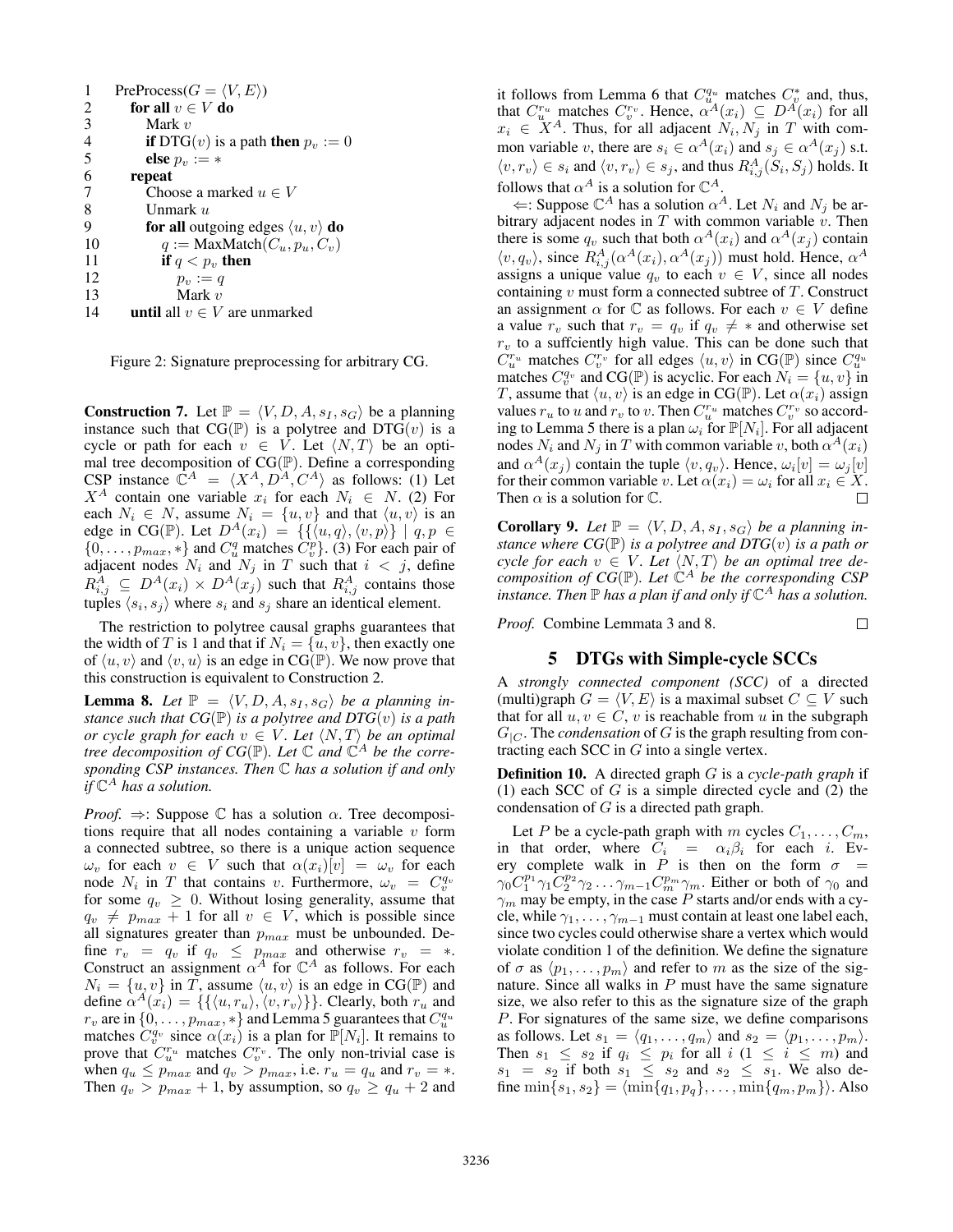```
1    PreProcess(G = ⟨V, E⟩)
2        for all v ∈ V do
3            Mark v
4            if DTG(v) is a path then p_v := 0
5            else p_v := ∗
6        repeat
7            Choose a marked u ∈ V
8            Unmark u
9            for all outgoing edges ⟨u, v⟩ do
10               q := MaxMatch(C_u, p_u, C_v)
11               if q < p_v then
12                   p_v := q
13                   Mark v
14       until all v ∈ V are unmarked
```

Figure 2: Signature preprocessing for arbitrary CG.

**Construction 7.** Let $\mathbb{P} = \langle V, D, A, s_I, s_G \rangle$ be a planning instance such that $CG(\mathbb{P})$ is a polytree and $DTG(v)$ is a cycle or path for each $v \in V$. Let $\langle N, T \rangle$ be an optimal tree decomposition of $CG(\mathbb{P})$. Define a corresponding CSP instance $\mathbb{C}^A = \langle X^A, D^A, C^A \rangle$ as follows: (1) Let $X^A$ contain one variable $x_i$ for each $N_i \in N$. (2) For each $N_i \in N$, assume $N_i = \{u, v\}$ and that $\langle u, v \rangle$ is an edge in $CG(\mathbb{P})$. Let $D^A(x_i) = \{\{\langle u, q \rangle, \langle v, p \rangle\} \mid q, p \in \{0, \ldots, p_{max}, *\}$ and $C_u^q$ matches $C_v^p\}$. (3) For each pair of adjacent nodes $N_i$ and $N_j$ in $T$ such that $i < j$, define $R_{i,j}^A \subseteq D^A(x_i) \times D^A(x_j)$ such that $R_{i,j}^A$ contains those tuples $\langle s_i, s_j \rangle$ where $s_i$ and $s_j$ share an identical element.

The restriction to polytree causal graphs guarantees that the width of $T$ is 1 and that if $N_i = \{u, v\}$, then exactly one of $\langle u, v \rangle$ and $\langle v, u \rangle$ is an edge in $CG(\mathbb{P})$. We now prove that this construction is equivalent to Construction 2.

**Lemma 8.** *Let $\mathbb{P} = \langle V, D, A, s_I, s_G \rangle$ be a planning instance such that $CG(\mathbb{P})$ is a polytree and $DTG(v)$ is a path or cycle graph for each $v \in V$. Let $\langle N, T \rangle$ be an optimal tree decomposition of $CG(\mathbb{P})$. Let $\mathbb{C}$ and $\mathbb{C}^A$ be the corresponding CSP instances. Then $\mathbb{C}$ has a solution if and only if $\mathbb{C}^A$ has a solution.*

*Proof.* $\Rightarrow$: Suppose $\mathbb{C}$ has a solution $\alpha$. Tree decompositions require that all nodes containing a variable $v$ form a connected subtree, so there is a unique action sequence $\omega_v$ for each $v \in V$ such that $\alpha(x_i)[v] = \omega_v$ for each node $N_i$ in $T$ that contains $v$. Furthermore, $\omega_v = C_v^{q_v}$ for some $q_v \geq 0$. Without losing generality, assume that $q_v \neq p_{max} + 1$ for all $v \in V$, which is possible since all signatures greater than $p_{max}$ must be unbounded. Define $r_v = q_v$ if $q_v \leq p_{max}$ and otherwise $r_v = *$. Construct an assignment $\alpha^A$ for $\mathbb{C}^A$ as follows. For each $N_i = \{u, v\}$ in $T$, assume $\langle u, v \rangle$ is an edge in $CG(\mathbb{P})$ and define $\alpha^A(x_i) = \{\{\langle u, r_u \rangle, \langle v, r_v \rangle\}\}$. Clearly, both $r_u$ and $r_v$ are in $\{0, \ldots, p_{max}, *\}$ and Lemma 5 guarantees that $C_u^{q_u}$ matches $C_v^{q_v}$ since $\alpha(x_i)$ is a plan for $\mathbb{P}[N_i]$. It remains to prove that $C_u^{r_u}$ matches $C_v^{r_v}$. The only non-trivial case is when $q_u \leq p_{max}$ and $q_v > p_{max}$, i.e. $r_u = q_u$ and $r_v = *$. Then $q_v > p_{max} + 1$, by assumption, so $q_v \geq q_u + 2$ and it follows from Lemma 6 that $C_u^{q_u}$ matches $C_v^*$ and, thus, that $C_u^{r_u}$ matches $C_v^{r_v}$. Hence, $\alpha^A(x_i) \subseteq D^A(x_i)$ for all $x_i \in X^A$. Thus, for all adjacent $N_i, N_j$ in $T$ with common variable $v$, there are $s_i \in \alpha^A(x_i)$ and $s_j \in \alpha^A(x_j)$ s.t. $\langle v, r_v \rangle \in s_i$ and $\langle v, r_v \rangle \in s_j$, and thus $R_{i,j}^A(S_i, S_j)$ holds. It follows that $\alpha^A$ is a solution for $\mathbb{C}^A$.

$\Leftarrow$: Suppose $\mathbb{C}^A$ has a solution $\alpha^A$. Let $N_i$ and $N_j$ be arbitrary adjacent nodes in $T$ with common variable $v$. Then there is some $q_v$ such that both $\alpha^A(x_i)$ and $\alpha^A(x_j)$ contain $\langle v, q_v \rangle$, since $R_{i,j}^A(\alpha^A(x_i), \alpha^A(x_j))$ must hold. Hence, $\alpha^A$ assigns a unique value $q_v$ to each $v \in V$, since all nodes containing $v$ must form a connected subtree of $T$. Construct an assignment $\alpha$ for $\mathbb{C}$ as follows. For each $v \in V$ define a value $r_v$ such that $r_v = q_v$ if $q_v \neq *$ and otherwise set $r_v$ to a suffciently high value. This can be done such that $C_u^{r_u}$ matches $C_v^{r_v}$ for all edges $\langle u, v \rangle$ in $CG(\mathbb{P})$ since $C_u^{q_u}$ matches $C_v^{q_v}$ and $CG(\mathbb{P})$ is acyclic. For each $N_i = \{u, v\}$ in $T$, assume that $\langle u, v \rangle$ is an edge in $CG(\mathbb{P})$. Let $\alpha(x_i)$ assign values $r_u$ to $u$ and $r_v$ to $v$. Then $C_u^{r_u}$ matches $C_v^{r_v}$ so according to Lemma 5 there is a plan $\omega_i$ for $\mathbb{P}[N_i]$. For all adjacent nodes $N_i$ and $N_j$ in $T$ with common variable $v$, both $\alpha^A(x_i)$ and $\alpha^A(x_j)$ contain the tuple $\langle v, q_v \rangle$. Hence, $\omega_i[v] = \omega_j[v]$ for their common variable $v$. Let $\alpha(x_i) = \omega_i$ for all $x_i \in X$. Then $\alpha$ is a solution for $\mathbb{C}$. $\square$

**Corollary 9.** *Let $\mathbb{P} = \langle V, D, A, s_I, s_G \rangle$ be a planning instance where $CG(\mathbb{P})$ is a polytree and $DTG(v)$ is a path or cycle for each $v \in V$. Let $\langle N, T \rangle$ be an optimal tree decomposition of $CG(\mathbb{P})$. Let $\mathbb{C}^A$ be the corresponding CSP instance. Then $\mathbb{P}$ has a plan if and only if $\mathbb{C}^A$ has a solution.*

*Proof.* Combine Lemmata 3 and 8. $\square$

## 5 DTGs with Simple-cycle SCCs

A *strongly connected component (SCC)* of a directed (multi)graph $G = \langle V, E \rangle$ is a maximal subset $C \subseteq V$ such that for all $u, v \in C$, $v$ is reachable from $u$ in the subgraph $G_{|C}$. The *condensation* of $G$ is the graph resulting from contracting each SCC in $G$ into a single vertex.

**Definition 10.** A directed graph $G$ is a *cycle-path graph* if (1) each SCC of $G$ is a simple directed cycle and (2) the condensation of $G$ is a directed path graph.

Let $P$ be a cycle-path graph with $m$ cycles $C_1, \ldots, C_m$, in that order, where $C_i = \alpha_i \beta_i$ for each $i$. Every complete walk in $P$ is then on the form $\sigma = \gamma_0 C_1^{p_1} \gamma_1 C_2^{p_2} \gamma_2 \ldots \gamma_{m-1} C_m^{p_m} \gamma_m$. Either or both of $\gamma_0$ and $\gamma_m$ may be empty, in the case $P$ starts and/or ends with a cycle, while $\gamma_1, \ldots, \gamma_{m-1}$ must contain at least one label each, since two cycles could otherwise share a vertex which would violate condition 1 of the definition. We define the signature of $\sigma$ as $\langle p_1, \ldots, p_m \rangle$ and refer to $m$ as the size of the signature. Since all walks in $P$ must have the same signature size, we also refer to this as the signature size of the graph $P$. For signatures of the same size, we define comparisons as follows. Let $s_1 = \langle q_1, \ldots, q_m \rangle$ and $s_2 = \langle p_1, \ldots, p_m \rangle$. Then $s_1 \leq s_2$ if $q_i \leq p_i$ for all $i$ $(1 \leq i \leq m)$ and $s_1 = s_2$ if both $s_1 \leq s_2$ and $s_2 \leq s_1$. We also define $\min\{s_1, s_2\} = \langle \min\{q_1, p_q\}, \ldots, \min\{q_m, p_m\} \rangle$. Also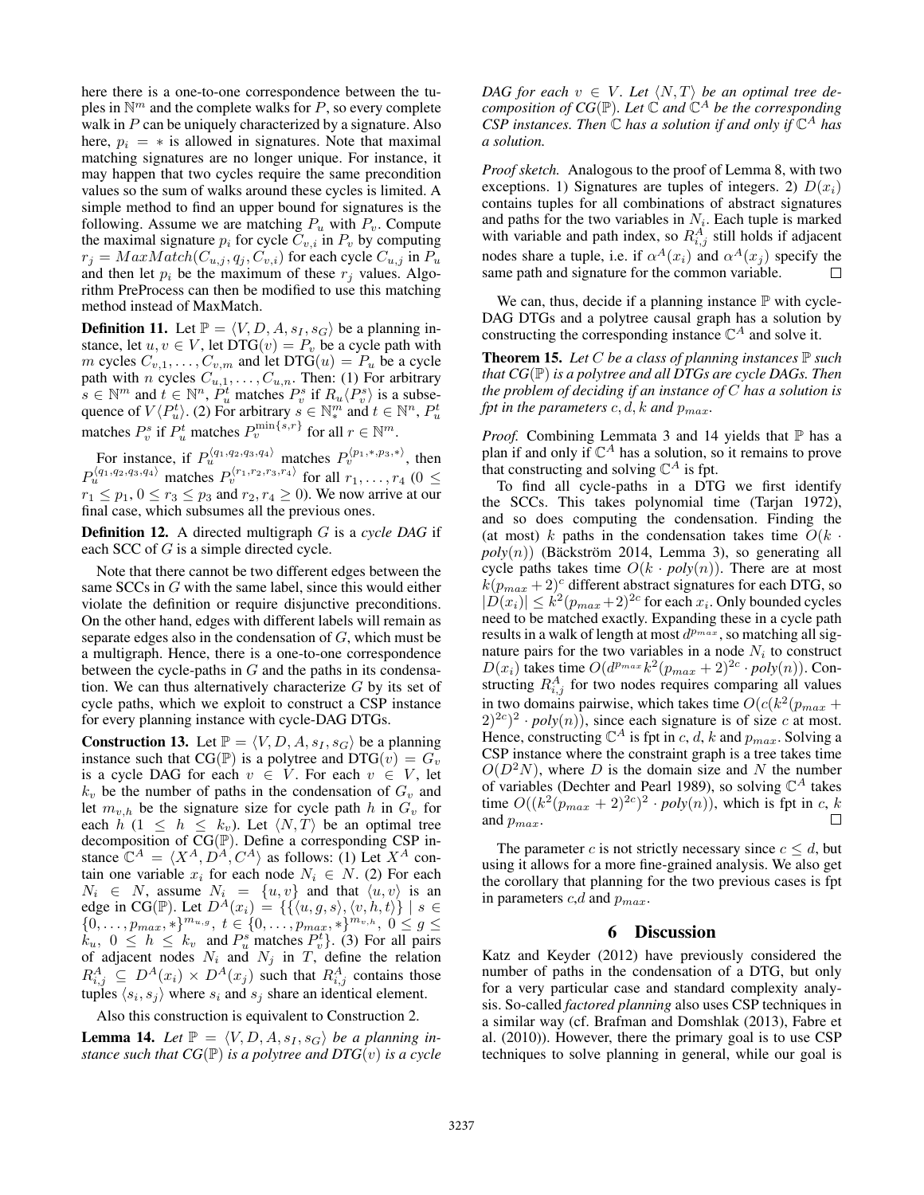here there is a one-to-one correspondence between the tuples in $\mathbb{N}^m$ and the complete walks for $P$, so every complete walk in $P$ can be uniquely characterized by a signature. Also here, $p_i = *$ is allowed in signatures. Note that maximal matching signatures are no longer unique. For instance, it may happen that two cycles require the same precondition values so the sum of walks around these cycles is limited. A simple method to find an upper bound for signatures is the following. Assume we are matching $P_u$ with $P_v$. Compute the maximal signature $p_i$ for cycle $C_{v,i}$ in $P_v$ by computing $r_j = MaxMatch(C_{u,j}, q_j, C_{v,i})$ for each cycle $C_{u,j}$ in $P_u$ and then let $p_i$ be the maximum of these $r_j$ values. Algorithm PreProcess can then be modified to use this matching method instead of MaxMatch.

**Definition 11.** Let $\mathbb{P} = \langle V, D, A, s_I, s_G \rangle$ be a planning instance, let $u, v \in V$, let $\text{DTG}(v) = P_v$ be a cycle path with $m$ cycles $C_{v,1}, \ldots, C_{v,m}$ and let $\text{DTG}(u) = P_u$ be a cycle path with $n$ cycles $C_{u,1}, \ldots, C_{u,n}$. Then: (1) For arbitrary $s \in \mathbb{N}^m$ and $t \in \mathbb{N}^n$, $P_u^t$ matches $P_v^s$ if $R_u\langle P_v^s \rangle$ is a subsequence of $V\langle P_u^t \rangle$. (2) For arbitrary $s \in \mathbb{N}_*^m$ and $t \in \mathbb{N}^n$, $P_u^t$ matches $P_v^s$ if $P_u^t$ matches $P_v^{\min\{s,r\}}$ for all $r \in \mathbb{N}^m$.

For instance, if $P_u^{\langle q_1, q_2, q_3, q_4 \rangle}$ matches $P_v^{\langle p_1, *, p_3, * \rangle}$, then $P_u^{\langle q_1, q_2, q_3, q_4 \rangle}$ matches $P_v^{\langle r_1, r_2, r_3, r_4 \rangle}$ for all $r_1, \ldots, r_4$ ($0 \leq r_1 \leq p_1$, $0 \leq r_3 \leq p_3$ and $r_2, r_4 \geq 0$). We now arrive at our final case, which subsumes all the previous ones.

**Definition 12.** A directed multigraph $G$ is a *cycle DAG* if each SCC of $G$ is a simple directed cycle.

Note that there cannot be two different edges between the same SCCs in $G$ with the same label, since this would either violate the definition or require disjunctive preconditions. On the other hand, edges with different labels will remain as separate edges also in the condensation of $G$, which must be a multigraph. Hence, there is a one-to-one correspondence between the cycle-paths in $G$ and the paths in its condensation. We can thus alternatively characterize $G$ by its set of cycle paths, which we exploit to construct a CSP instance for every planning instance with cycle-DAG DTGs.

**Construction 13.** Let $\mathbb{P} = \langle V, D, A, s_I, s_G \rangle$ be a planning instance such that $\text{CG}(\mathbb{P})$ is a polytree and $\text{DTG}(v) = G_v$ is a cycle DAG for each $v \in V$. For each $v \in V$, let $k_v$ be the number of paths in the condensation of $G_v$ and let $m_{v,h}$ be the signature size for cycle path $h$ in $G_v$ for each $h$ ($1 \leq h \leq k_v$). Let $\langle N, T \rangle$ be an optimal tree decomposition of $\text{CG}(\mathbb{P})$. Define a corresponding CSP instance $\mathbb{C}^A = \langle X^A, D^A, C^A \rangle$ as follows: (1) Let $X^A$ contain one variable $x_i$ for each node $N_i \in N$. (2) For each $N_i \in N$, assume $N_i = \{u, v\}$ and that $\langle u, v \rangle$ is an edge in $\text{CG}(\mathbb{P})$. Let $D^A(x_i) = \{\{\langle u, g, s \rangle, \langle v, h, t \rangle\} \mid s \in \{0, \ldots, p_{max}, *\}^{m_{u,g}}, t \in \{0, \ldots, p_{max}, *\}^{m_{v,h}}, 0 \leq g \leq k_u, 0 \leq h \leq k_v$ and $P_u^s$ matches $P_v^t\}$. (3) For all pairs of adjacent nodes $N_i$ and $N_j$ in $T$, define the relation $R_{i,j}^A \subseteq D^A(x_i) \times D^A(x_j)$ such that $R_{i,j}^A$ contains those tuples $\langle s_i, s_j \rangle$ where $s_i$ and $s_j$ share an identical element.

Also this construction is equivalent to Construction 2.

**Lemma 14.** *Let $\mathbb{P} = \langle V, D, A, s_I, s_G \rangle$ be a planning instance such that $CG(\mathbb{P})$ is a polytree and $DTG(v)$ is a cycle DAG for each $v \in V$. Let $\langle N, T \rangle$ be an optimal tree decomposition of $CG(\mathbb{P})$. Let $\mathbb{C}$ and $\mathbb{C}^A$ be the corresponding CSP instances. Then $\mathbb{C}$ has a solution if and only if $\mathbb{C}^A$ has a solution.*

*Proof sketch.* Analogous to the proof of Lemma 8, with two exceptions. 1) Signatures are tuples of integers. 2) $D(x_i)$ contains tuples for all combinations of abstract signatures and paths for the two variables in $N_i$. Each tuple is marked with variable and path index, so $R_{i,j}^A$ still holds if adjacent nodes share a tuple, i.e. if $\alpha^A(x_i)$ and $\alpha^A(x_j)$ specify the same path and signature for the common variable. □

We can, thus, decide if a planning instance $\mathbb{P}$ with cycle-DAG DTGs and a polytree causal graph has a solution by constructing the corresponding instance $\mathbb{C}^A$ and solve it.

**Theorem 15.** *Let $C$ be a class of planning instances $\mathbb{P}$ such that $CG(\mathbb{P})$ is a polytree and all DTGs are cycle DAGs. Then the problem of deciding if an instance of $C$ has a solution is fpt in the parameters $c$, $d$, $k$ and $p_{max}$.*

*Proof.* Combining Lemmata 3 and 14 yields that $\mathbb{P}$ has a plan if and only if $\mathbb{C}^A$ has a solution, so it remains to prove that constructing and solving $\mathbb{C}^A$ is fpt.

To find all cycle-paths in a DTG we first identify the SCCs. This takes polynomial time (Tarjan 1972), and so does computing the condensation. Finding the (at most) $k$ paths in the condensation takes time $O(k \cdot poly(n))$ (Bäckström 2014, Lemma 3), so generating all cycle paths takes time $O(k \cdot poly(n))$. There are at most $k(p_{max}+2)^c$ different abstract signatures for each DTG, so $|D(x_i)| \leq k^2(p_{max}+2)^{2c}$ for each $x_i$. Only bounded cycles need to be matched exactly. Expanding these in a cycle path results in a walk of length at most $d^{p_{max}}$, so matching all signature pairs for the two variables in a node $N_i$ to construct $D(x_i)$ takes time $O(d^{p_{max}} k^2 (p_{max}+2)^{2c} \cdot poly(n))$. Constructing $R_{i,j}^A$ for two nodes requires comparing all values in two domains pairwise, which takes time $O(c(k^2(p_{max}+2)^{2c})^2 \cdot poly(n))$, since each signature is of size $c$ at most. Hence, constructing $\mathbb{C}^A$ is fpt in $c$, $d$, $k$ and $p_{max}$. Solving a CSP instance where the constraint graph is a tree takes time $O(D^2 N)$, where $D$ is the domain size and $N$ the number of variables (Dechter and Pearl 1989), so solving $\mathbb{C}^A$ takes time $O((k^2(p_{max}+2)^{2c})^2 \cdot poly(n))$, which is fpt in $c$, $k$ and $p_{max}$. □

The parameter $c$ is not strictly necessary since $c \leq d$, but using it allows for a more fine-grained analysis. We also get the corollary that planning for the two previous cases is fpt in parameters $c$,$d$ and $p_{max}$.

## 6 Discussion

Katz and Keyder (2012) have previously considered the number of paths in the condensation of a DTG, but only for a very particular case and standard complexity analysis. So-called *factored planning* also uses CSP techniques in a similar way (cf. Brafman and Domshlak (2013), Fabre et al. (2010)). However, there the primary goal is to use CSP techniques to solve planning in general, while our goal is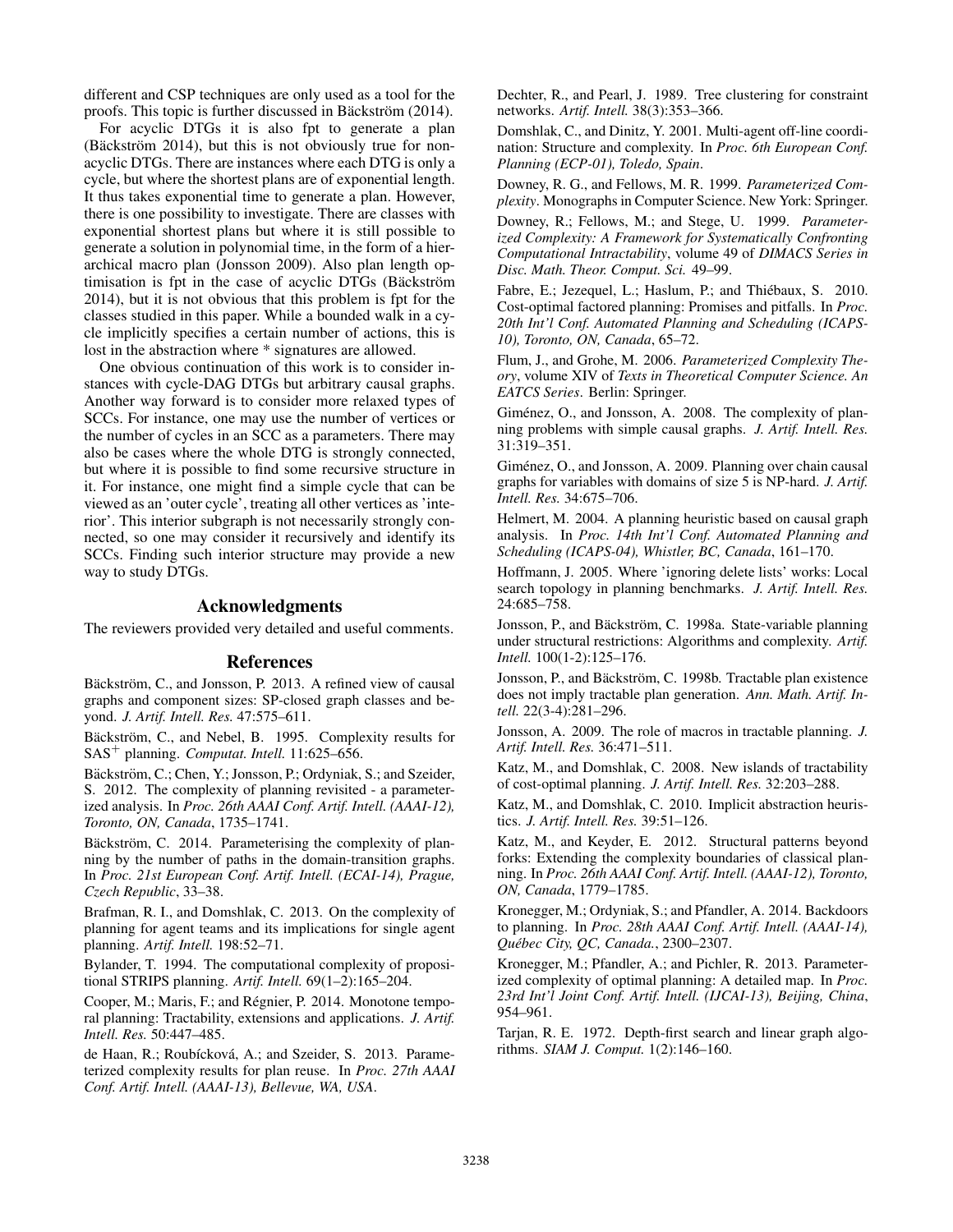different and CSP techniques are only used as a tool for the proofs. This topic is further discussed in Bäckström (2014).

For acyclic DTGs it is also fpt to generate a plan (Bäckström 2014), but this is not obviously true for non-acyclic DTGs. There are instances where each DTG is only a cycle, but where the shortest plans are of exponential length. It thus takes exponential time to generate a plan. However, there is one possibility to investigate. There are classes with exponential shortest plans but where it is still possible to generate a solution in polynomial time, in the form of a hierarchical macro plan (Jonsson 2009). Also plan length optimisation is fpt in the case of acyclic DTGs (Bäckström 2014), but it is not obvious that this problem is fpt for the classes studied in this paper. While a bounded walk in a cycle implicitly specifies a certain number of actions, this is lost in the abstraction where * signatures are allowed.

One obvious continuation of this work is to consider instances with cycle-DAG DTGs but arbitrary causal graphs. Another way forward is to consider more relaxed types of SCCs. For instance, one may use the number of vertices or the number of cycles in an SCC as a parameters. There may also be cases where the whole DTG is strongly connected, but where it is possible to find some recursive structure in it. For instance, one might find a simple cycle that can be viewed as an 'outer cycle', treating all other vertices as 'interior'. This interior subgraph is not necessarily strongly connected, so one may consider it recursively and identify its SCCs. Finding such interior structure may provide a new way to study DTGs.

## Acknowledgments

The reviewers provided very detailed and useful comments.

## References

Bäckström, C., and Jonsson, P. 2013. A refined view of causal graphs and component sizes: SP-closed graph classes and beyond. *J. Artif. Intell. Res.* 47:575–611.

Bäckström, C., and Nebel, B. 1995. Complexity results for $SAS^+$ planning. *Computat. Intell.* 11:625–656.

Bäckström, C.; Chen, Y.; Jonsson, P.; Ordyniak, S.; and Szeider, S. 2012. The complexity of planning revisited - a parameterized analysis. In *Proc. 26th AAAI Conf. Artif. Intell. (AAAI-12), Toronto, ON, Canada*, 1735–1741.

Bäckström, C. 2014. Parameterising the complexity of planning by the number of paths in the domain-transition graphs. In *Proc. 21st European Conf. Artif. Intell. (ECAI-14), Prague, Czech Republic*, 33–38.

Brafman, R. I., and Domshlak, C. 2013. On the complexity of planning for agent teams and its implications for single agent planning. *Artif. Intell.* 198:52–71.

Bylander, T. 1994. The computational complexity of propositional STRIPS planning. *Artif. Intell.* 69(1–2):165–204.

Cooper, M.; Maris, F.; and Régnier, P. 2014. Monotone temporal planning: Tractability, extensions and applications. *J. Artif. Intell. Res.* 50:447–485.

de Haan, R.; Roubícková, A.; and Szeider, S. 2013. Parameterized complexity results for plan reuse. In *Proc. 27th AAAI Conf. Artif. Intell. (AAAI-13), Bellevue, WA, USA*.

Dechter, R., and Pearl, J. 1989. Tree clustering for constraint networks. *Artif. Intell.* 38(3):353–366.

Domshlak, C., and Dinitz, Y. 2001. Multi-agent off-line coordination: Structure and complexity. In *Proc. 6th European Conf. Planning (ECP-01), Toledo, Spain*.

Downey, R. G., and Fellows, M. R. 1999. *Parameterized Complexity*. Monographs in Computer Science. New York: Springer.

Downey, R.; Fellows, M.; and Stege, U. 1999. *Parameterized Complexity: A Framework for Systematically Confronting Computational Intractability*, volume 49 of *DIMACS Series in Disc. Math. Theor. Comput. Sci.* 49–99.

Fabre, E.; Jezequel, L.; Haslum, P.; and Thiébaux, S. 2010. Cost-optimal factored planning: Promises and pitfalls. In *Proc. 20th Int'l Conf. Automated Planning and Scheduling (ICAPS-10), Toronto, ON, Canada*, 65–72.

Flum, J., and Grohe, M. 2006. *Parameterized Complexity Theory*, volume XIV of *Texts in Theoretical Computer Science. An EATCS Series*. Berlin: Springer.

Giménez, O., and Jonsson, A. 2008. The complexity of planning problems with simple causal graphs. *J. Artif. Intell. Res.* 31:319–351.

Giménez, O., and Jonsson, A. 2009. Planning over chain causal graphs for variables with domains of size 5 is NP-hard. *J. Artif. Intell. Res.* 34:675–706.

Helmert, M. 2004. A planning heuristic based on causal graph analysis. In *Proc. 14th Int'l Conf. Automated Planning and Scheduling (ICAPS-04), Whistler, BC, Canada*, 161–170.

Hoffmann, J. 2005. Where 'ignoring delete lists' works: Local search topology in planning benchmarks. *J. Artif. Intell. Res.* 24:685–758.

Jonsson, P., and Bäckström, C. 1998a. State-variable planning under structural restrictions: Algorithms and complexity. *Artif. Intell.* 100(1-2):125–176.

Jonsson, P., and Bäckström, C. 1998b. Tractable plan existence does not imply tractable plan generation. *Ann. Math. Artif. Intell.* 22(3-4):281–296.

Jonsson, A. 2009. The role of macros in tractable planning. *J. Artif. Intell. Res.* 36:471–511.

Katz, M., and Domshlak, C. 2008. New islands of tractability of cost-optimal planning. *J. Artif. Intell. Res.* 32:203–288.

Katz, M., and Domshlak, C. 2010. Implicit abstraction heuristics. *J. Artif. Intell. Res.* 39:51–126.

Katz, M., and Keyder, E. 2012. Structural patterns beyond forks: Extending the complexity boundaries of classical planning. In *Proc. 26th AAAI Conf. Artif. Intell. (AAAI-12), Toronto, ON, Canada*, 1779–1785.

Kronegger, M.; Ordyniak, S.; and Pfandler, A. 2014. Backdoors to planning. In *Proc. 28th AAAI Conf. Artif. Intell. (AAAI-14), Québec City, QC, Canada.*, 2300–2307.

Kronegger, M.; Pfandler, A.; and Pichler, R. 2013. Parameterized complexity of optimal planning: A detailed map. In *Proc. 23rd Int'l Joint Conf. Artif. Intell. (IJCAI-13), Beijing, China*, 954–961.

Tarjan, R. E. 1972. Depth-first search and linear graph algorithms. *SIAM J. Comput.* 1(2):146–160.